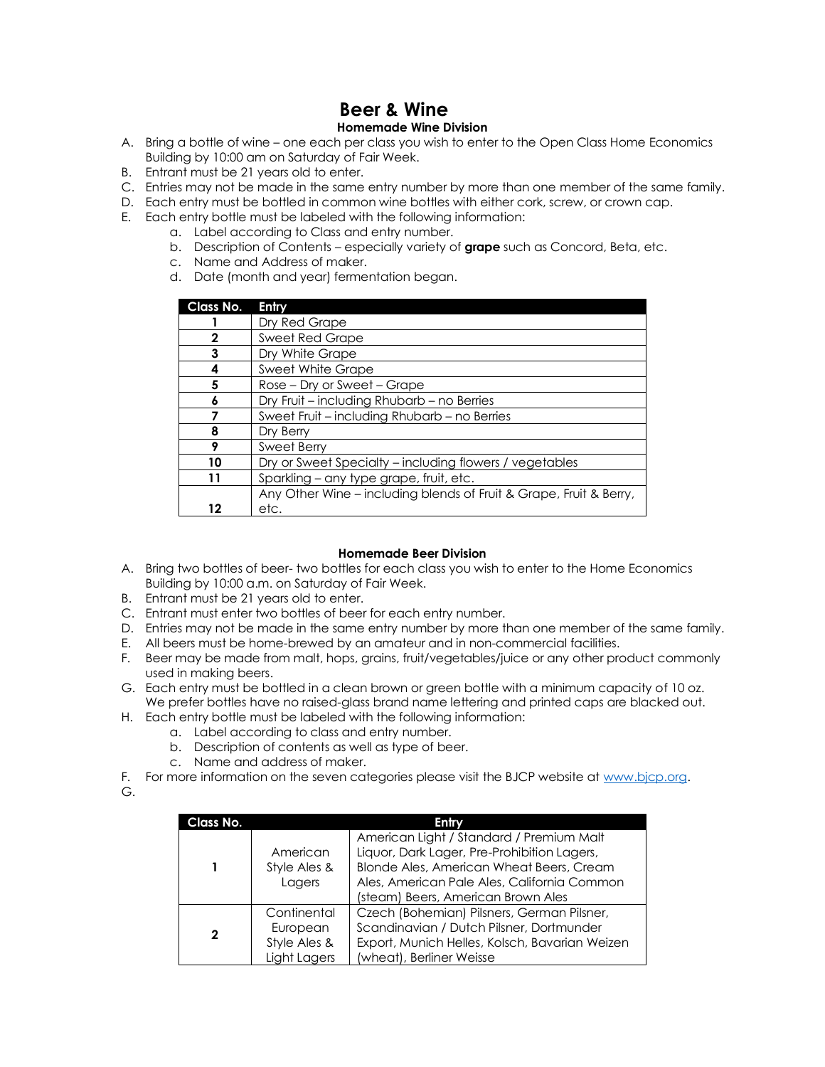# Beer & Wine

### Homemade Wine Division

A. Bring a bottle of wine – one each per class you wish to enter to the Open Class Home Economics Building by 10:00 am on Saturday of Fair Week.

B. Entrant must be 21 years old to enter.

C. Entries may not be made in the same entry number by more than one member of the same family.

D. Each entry must be bottled in common wine bottles with either cork, screw, or crown cap.

E. Each entry bottle must be labeled with the following information:

  a. Label according to Class and entry number.

  b. Description of Contents – especially variety of **grape** such as Concord, Beta, etc.

  c. Name and Address of maker.

  d. Date (month and year) fermentation began.

| Class No. | Entry |
|---|---|
| 1 | Dry Red Grape |
| 2 | Sweet Red Grape |
| 3 | Dry White Grape |
| 4 | Sweet White Grape |
| 5 | Rose – Dry or Sweet – Grape |
| 6 | Dry Fruit – including Rhubarb – no Berries |
| 7 | Sweet Fruit – including Rhubarb – no Berries |
| 8 | Dry Berry |
| 9 | Sweet Berry |
| 10 | Dry or Sweet Specialty – including flowers / vegetables |
| 11 | Sparkling – any type grape, fruit, etc. |
| 12 | Any Other Wine – including blends of Fruit & Grape, Fruit & Berry, etc. |

### Homemade Beer Division

A. Bring two bottles of beer- two bottles for each class you wish to enter to the Home Economics Building by 10:00 a.m. on Saturday of Fair Week.

B. Entrant must be 21 years old to enter.

C. Entrant must enter two bottles of beer for each entry number.

D. Entries may not be made in the same entry number by more than one member of the same family.

E. All beers must be home-brewed by an amateur and in non-commercial facilities.

F. Beer may be made from malt, hops, grains, fruit/vegetables/juice or any other product commonly used in making beers.

G. Each entry must be bottled in a clean brown or green bottle with a minimum capacity of 10 oz. We prefer bottles have no raised-glass brand name lettering and printed caps are blacked out.

H. Each entry bottle must be labeled with the following information:

  a. Label according to class and entry number.

  b. Description of contents as well as type of beer.

  c. Name and address of maker.

F. For more information on the seven categories please visit the BJCP website at www.bjcp.org.

G.

| Class No. | Entry | |
|---|---|---|
| 1 | American Style Ales & Lagers | American Light / Standard / Premium Malt Liquor, Dark Lager, Pre-Prohibition Lagers, Blonde Ales, American Wheat Beers, Cream Ales, American Pale Ales, California Common (steam) Beers, American Brown Ales |
| 2 | Continental European Style Ales & Light Lagers | Czech (Bohemian) Pilsners, German Pilsner, Scandinavian / Dutch Pilsner, Dortmunder Export, Munich Helles, Kolsch, Bavarian Weizen (wheat), Berliner Weisse |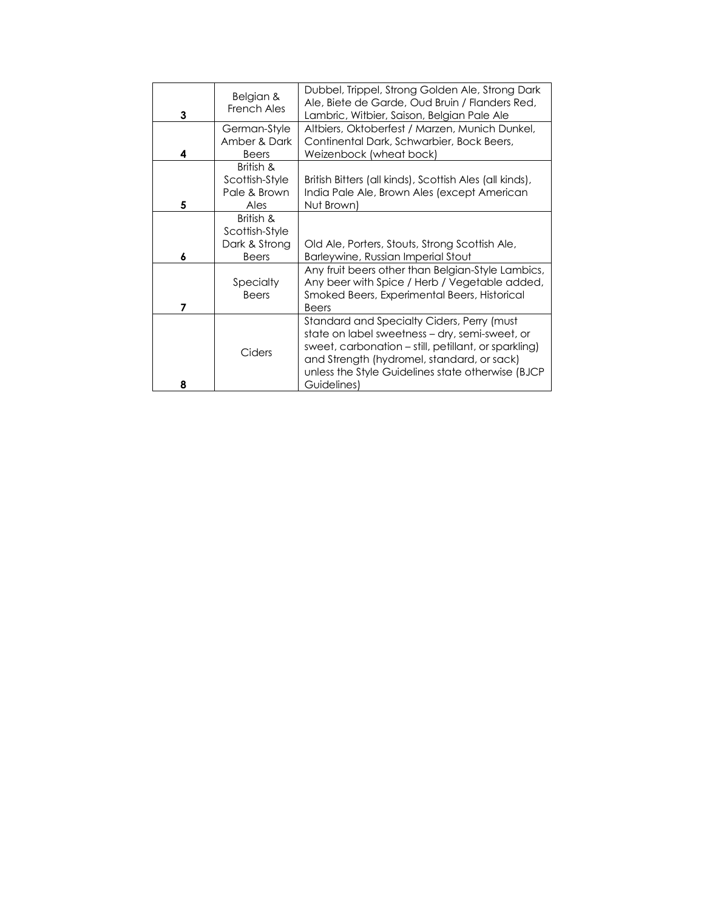| | | |
|---|---|---|
| **3** | Belgian & French Ales | Dubbel, Trippel, Strong Golden Ale, Strong Dark Ale, Biete de Garde, Oud Bruin / Flanders Red, Lambric, Witbier, Saison, Belgian Pale Ale |
| **4** | German-Style Amber & Dark Beers | Altbiers, Oktoberfest / Marzen, Munich Dunkel, Continental Dark, Schwarbier, Bock Beers, Weizenbock (wheat bock) |
| **5** | British & Scottish-Style Pale & Brown Ales | British Bitters (all kinds), Scottish Ales (all kinds), India Pale Ale, Brown Ales (except American Nut Brown) |
| **6** | British & Scottish-Style Dark & Strong Beers | Old Ale, Porters, Stouts, Strong Scottish Ale, Barleywine, Russian Imperial Stout |
| **7** | Specialty Beers | Any fruit beers other than Belgian-Style Lambics, Any beer with Spice / Herb / Vegetable added, Smoked Beers, Experimental Beers, Historical Beers |
| **8** | Ciders | Standard and Specialty Ciders, Perry (must state on label sweetness – dry, semi-sweet, or sweet, carbonation – still, petillant, or sparkling) and Strength (hydromel, standard, or sack) unless the Style Guidelines state otherwise (BJCP Guidelines) |